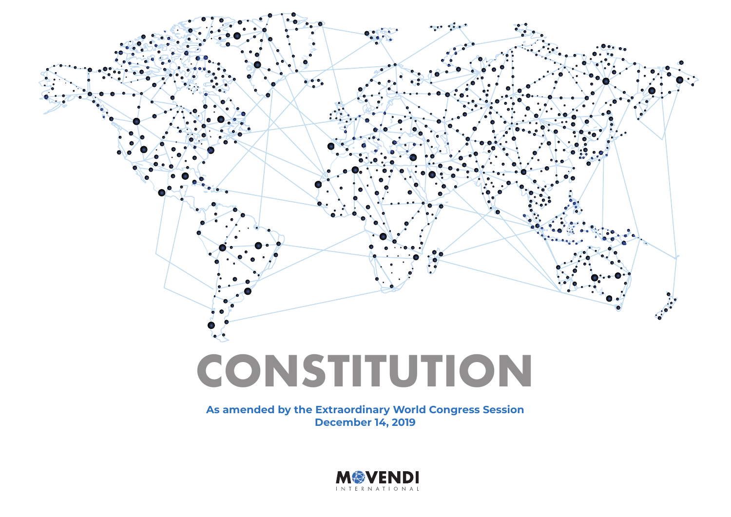# CONSTITUTION

**As amended by the Extraordinary World Congress Session December 14, 2019**

MOVENDI INTERNATIONAL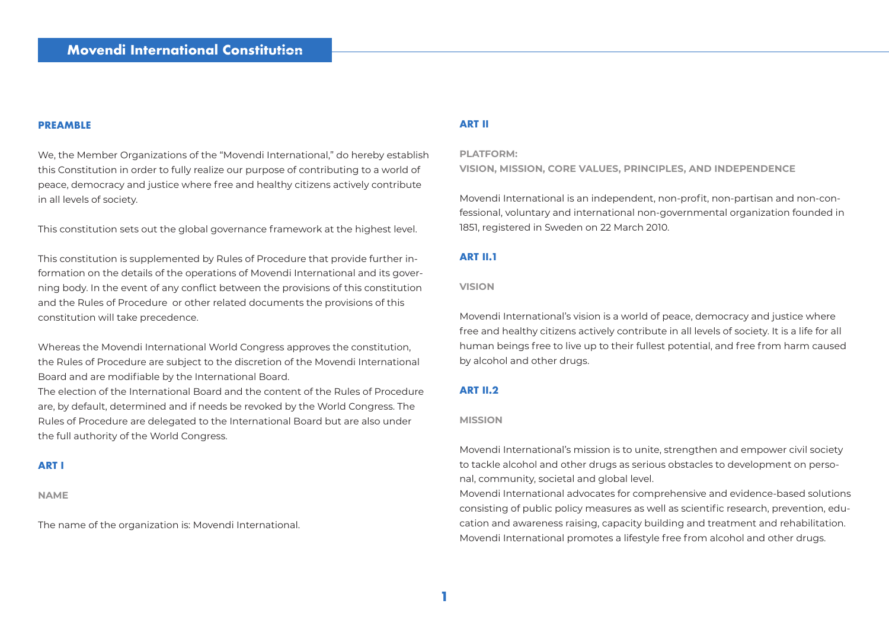# Movendi International Constitution

## PREAMBLE

We, the Member Organizations of the "Movendi International," do hereby establish this Constitution in order to fully realize our purpose of contributing to a world of peace, democracy and justice where free and healthy citizens actively contribute in all levels of society.

This constitution sets out the global governance framework at the highest level.

This constitution is supplemented by Rules of Procedure that provide further information on the details of the operations of Movendi International and its governing body. In the event of any conflict between the provisions of this constitution and the Rules of Procedure or other related documents the provisions of this constitution will take precedence.

Whereas the Movendi International World Congress approves the constitution, the Rules of Procedure are subject to the discretion of the Movendi International Board and are modifiable by the International Board.
The election of the International Board and the content of the Rules of Procedure are, by default, determined and if needs be revoked by the World Congress. The Rules of Procedure are delegated to the International Board but are also under the full authority of the World Congress.

## ART I

### NAME

The name of the organization is: Movendi International.

## ART II

### PLATFORM: VISION, MISSION, CORE VALUES, PRINCIPLES, AND INDEPENDENCE

Movendi International is an independent, non-profit, non-partisan and non-confessional, voluntary and international non-governmental organization founded in 1851, registered in Sweden on 22 March 2010.

## ART II.1

### VISION

Movendi International's vision is a world of peace, democracy and justice where free and healthy citizens actively contribute in all levels of society. It is a life for all human beings free to live up to their fullest potential, and free from harm caused by alcohol and other drugs.

## ART II.2

### MISSION

Movendi International's mission is to unite, strengthen and empower civil society to tackle alcohol and other drugs as serious obstacles to development on personal, community, societal and global level.
Movendi International advocates for comprehensive and evidence-based solutions consisting of public policy measures as well as scientific research, prevention, education and awareness raising, capacity building and treatment and rehabilitation.
Movendi International promotes a lifestyle free from alcohol and other drugs.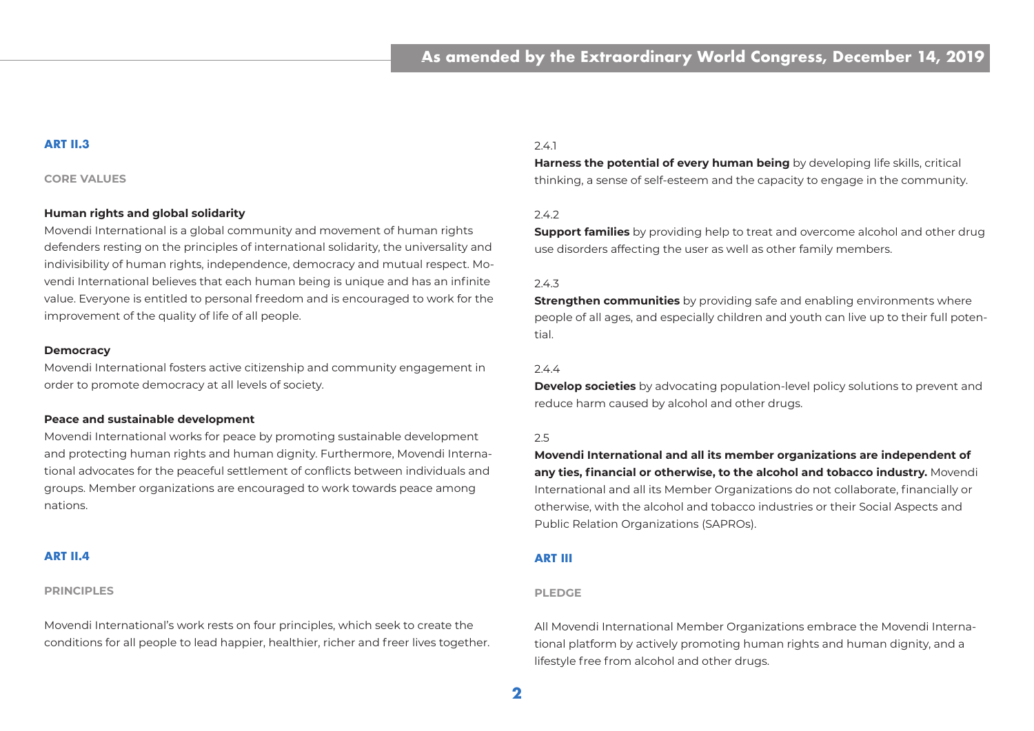### ART II.3

#### CORE VALUES

**Human rights and global solidarity**
Movendi International is a global community and movement of human rights defenders resting on the principles of international solidarity, the universality and indivisibility of human rights, independence, democracy and mutual respect. Movendi International believes that each human being is unique and has an infinite value. Everyone is entitled to personal freedom and is encouraged to work for the improvement of the quality of life of all people.

**Democracy**
Movendi International fosters active citizenship and community engagement in order to promote democracy at all levels of society.

**Peace and sustainable development**
Movendi International works for peace by promoting sustainable development and protecting human rights and human dignity. Furthermore, Movendi International advocates for the peaceful settlement of conflicts between individuals and groups. Member organizations are encouraged to work towards peace among nations.

### ART II.4

#### PRINCIPLES

Movendi International's work rests on four principles, which seek to create the conditions for all people to lead happier, healthier, richer and freer lives together.

2.4.1
**Harness the potential of every human being** by developing life skills, critical thinking, a sense of self-esteem and the capacity to engage in the community.

2.4.2
**Support families** by providing help to treat and overcome alcohol and other drug use disorders affecting the user as well as other family members.

2.4.3
**Strengthen communities** by providing safe and enabling environments where people of all ages, and especially children and youth can live up to their full potential.

2.4.4
**Develop societies** by advocating population-level policy solutions to prevent and reduce harm caused by alcohol and other drugs.

2.5
**Movendi International and all its member organizations are independent of any ties, financial or otherwise, to the alcohol and tobacco industry.** Movendi International and all its Member Organizations do not collaborate, financially or otherwise, with the alcohol and tobacco industries or their Social Aspects and Public Relation Organizations (SAPROs).

### ART III

#### PLEDGE

All Movendi International Member Organizations embrace the Movendi International platform by actively promoting human rights and human dignity, and a lifestyle free from alcohol and other drugs.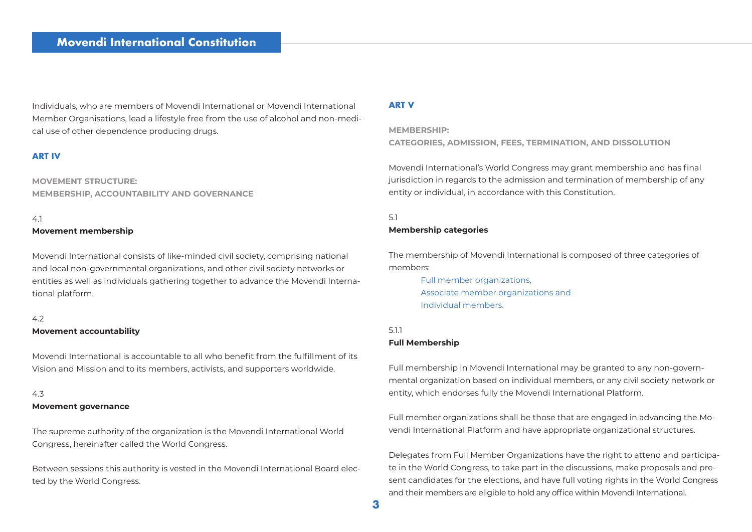Individuals, who are members of Movendi International or Movendi International Member Organisations, lead a lifestyle free from the use of alcohol and non-medical use of other dependence producing drugs.

## ART IV

### MOVEMENT STRUCTURE: MEMBERSHIP, ACCOUNTABILITY AND GOVERNANCE

4.1

**Movement membership**

Movendi International consists of like-minded civil society, comprising national and local non-governmental organizations, and other civil society networks or entities as well as individuals gathering together to advance the Movendi International platform.

4.2

**Movement accountability**

Movendi International is accountable to all who benefit from the fulfillment of its Vision and Mission and to its members, activists, and supporters worldwide.

4.3

**Movement governance**

The supreme authority of the organization is the Movendi International World Congress, hereinafter called the World Congress.

Between sessions this authority is vested in the Movendi International Board elected by the World Congress.

## ART V

### MEMBERSHIP: CATEGORIES, ADMISSION, FEES, TERMINATION, AND DISSOLUTION

Movendi International's World Congress may grant membership and has final jurisdiction in regards to the admission and termination of membership of any entity or individual, in accordance with this Constitution.

5.1

**Membership categories**

The membership of Movendi International is composed of three categories of members:

- Full member organizations,
- Associate member organizations and
- Individual members.

5.1.1

**Full Membership**

Full membership in Movendi International may be granted to any non-governmental organization based on individual members, or any civil society network or entity, which endorses fully the Movendi International Platform.

Full member organizations shall be those that are engaged in advancing the Movendi International Platform and have appropriate organizational structures.

Delegates from Full Member Organizations have the right to attend and participate in the World Congress, to take part in the discussions, make proposals and present candidates for the elections, and have full voting rights in the World Congress and their members are eligible to hold any office within Movendi International.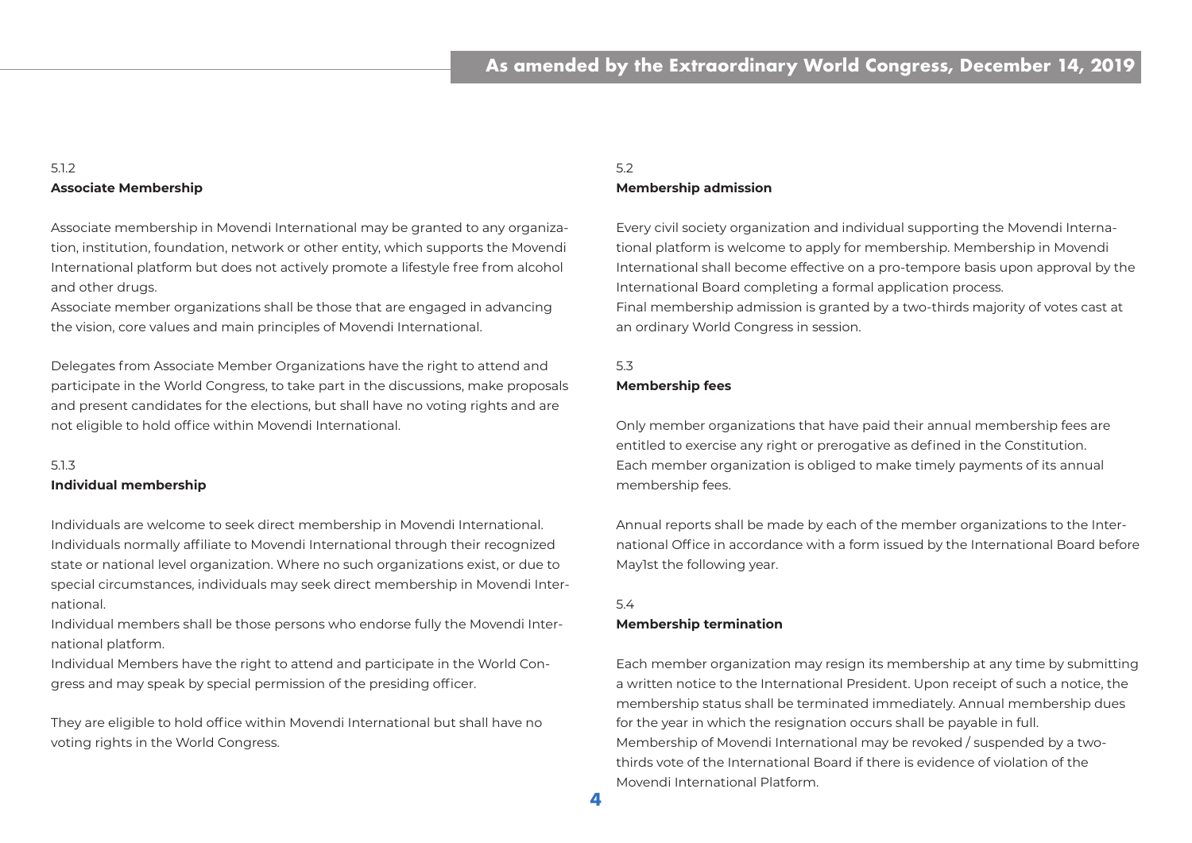5.1.2
**Associate Membership**

Associate membership in Movendi International may be granted to any organization, institution, foundation, network or other entity, which supports the Movendi International platform but does not actively promote a lifestyle free from alcohol and other drugs.
Associate member organizations shall be those that are engaged in advancing the vision, core values and main principles of Movendi International.

Delegates from Associate Member Organizations have the right to attend and participate in the World Congress, to take part in the discussions, make proposals and present candidates for the elections, but shall have no voting rights and are not eligible to hold office within Movendi International.

5.1.3
**Individual membership**

Individuals are welcome to seek direct membership in Movendi International. Individuals normally affiliate to Movendi International through their recognized state or national level organization. Where no such organizations exist, or due to special circumstances, individuals may seek direct membership in Movendi International.
Individual members shall be those persons who endorse fully the Movendi International platform.
Individual Members have the right to attend and participate in the World Congress and may speak by special permission of the presiding officer.

They are eligible to hold office within Movendi International but shall have no voting rights in the World Congress.

5.2
**Membership admission**

Every civil society organization and individual supporting the Movendi International platform is welcome to apply for membership. Membership in Movendi International shall become effective on a pro-tempore basis upon approval by the International Board completing a formal application process.
Final membership admission is granted by a two-thirds majority of votes cast at an ordinary World Congress in session.

5.3
**Membership fees**

Only member organizations that have paid their annual membership fees are entitled to exercise any right or prerogative as defined in the Constitution.
Each member organization is obliged to make timely payments of its annual membership fees.

Annual reports shall be made by each of the member organizations to the International Office in accordance with a form issued by the International Board before May1st the following year.

5.4
**Membership termination**

Each member organization may resign its membership at any time by submitting a written notice to the International President. Upon receipt of such a notice, the membership status shall be terminated immediately. Annual membership dues for the year in which the resignation occurs shall be payable in full.
Membership of Movendi International may be revoked / suspended by a two-thirds vote of the International Board if there is evidence of violation of the Movendi International Platform.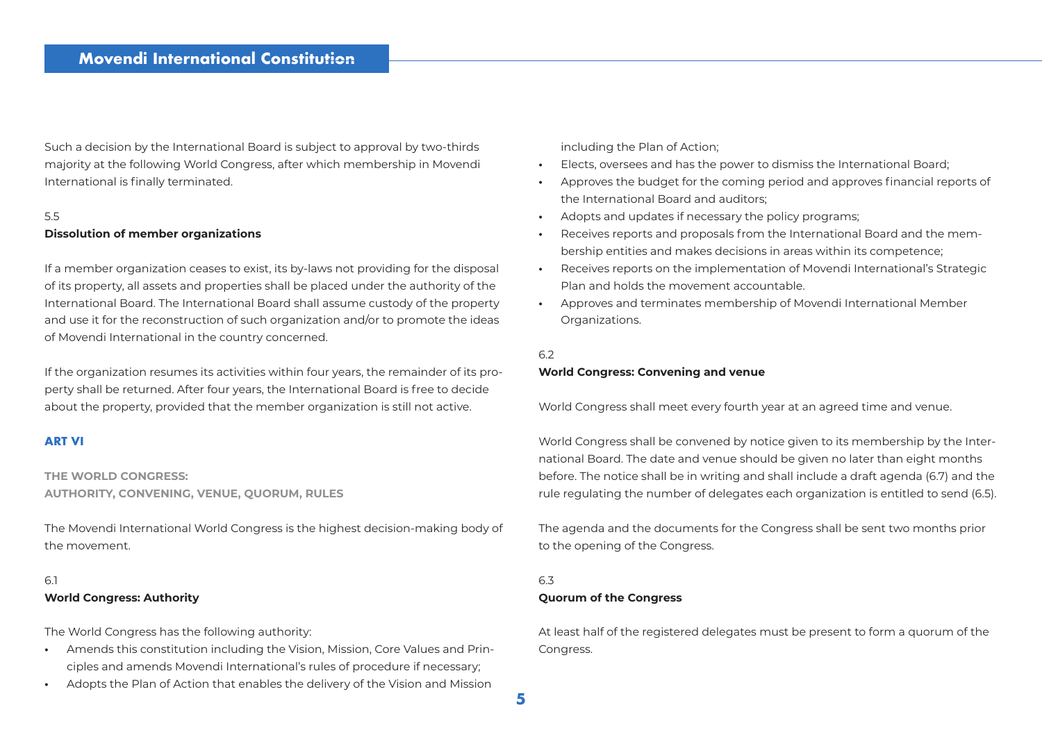Such a decision by the International Board is subject to approval by two-thirds majority at the following World Congress, after which membership in Movendi International is finally terminated.

### 5.5 Dissolution of member organizations

If a member organization ceases to exist, its by-laws not providing for the disposal of its property, all assets and properties shall be placed under the authority of the International Board. The International Board shall assume custody of the property and use it for the reconstruction of such organization and/or to promote the ideas of Movendi International in the country concerned.

If the organization resumes its activities within four years, the remainder of its property shall be returned. After four years, the International Board is free to decide about the property, provided that the member organization is still not active.

## ART VI

## THE WORLD CONGRESS: AUTHORITY, CONVENING, VENUE, QUORUM, RULES

The Movendi International World Congress is the highest decision-making body of the movement.

### 6.1 World Congress: Authority

The World Congress has the following authority:

- Amends this constitution including the Vision, Mission, Core Values and Principles and amends Movendi International's rules of procedure if necessary;
- Adopts the Plan of Action that enables the delivery of the Vision and Mission including the Plan of Action;
- Elects, oversees and has the power to dismiss the International Board;
- Approves the budget for the coming period and approves financial reports of the International Board and auditors;
- Adopts and updates if necessary the policy programs;
- Receives reports and proposals from the International Board and the membership entities and makes decisions in areas within its competence;
- Receives reports on the implementation of Movendi International's Strategic Plan and holds the movement accountable.
- Approves and terminates membership of Movendi International Member Organizations.

### 6.2 World Congress: Convening and venue

World Congress shall meet every fourth year at an agreed time and venue.

World Congress shall be convened by notice given to its membership by the International Board. The date and venue should be given no later than eight months before. The notice shall be in writing and shall include a draft agenda (6.7) and the rule regulating the number of delegates each organization is entitled to send (6.5).

The agenda and the documents for the Congress shall be sent two months prior to the opening of the Congress.

### 6.3 Quorum of the Congress

At least half of the registered delegates must be present to form a quorum of the Congress.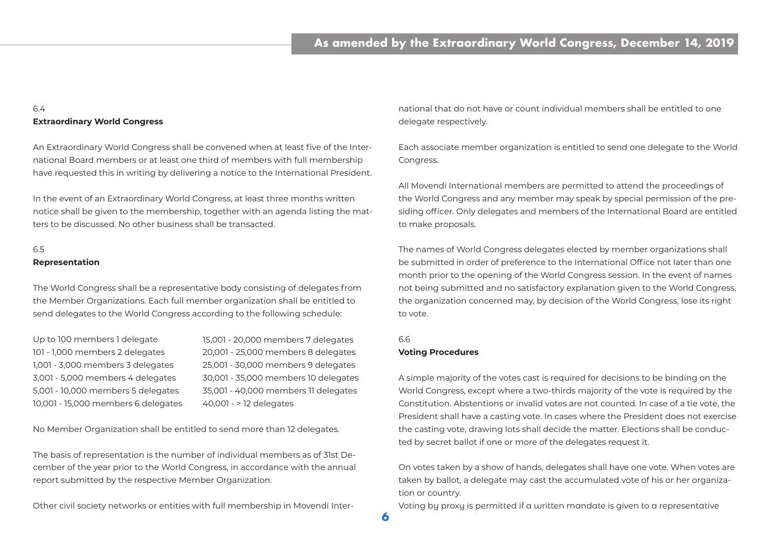### 6.4
**Extraordinary World Congress**

An Extraordinary World Congress shall be convened when at least five of the International Board members or at least one third of members with full membership have requested this in writing by delivering a notice to the International President.

In the event of an Extraordinary World Congress, at least three months written notice shall be given to the membership, together with an agenda listing the matters to be discussed. No other business shall be transacted.

### 6.5
**Representation**

The World Congress shall be a representative body consisting of delegates from the Member Organizations. Each full member organization shall be entitled to send delegates to the World Congress according to the following schedule:

Up to 100 members 1 delegate
101 - 1,000 members 2 delegates
1,001 - 3,000 members 3 delegates
3,001 - 5,000 members 4 delegates
5,001 - 10,000 members 5 delegates
10,001 - 15,000 members 6 delegates
15,001 - 20,000 members 7 delegates
20,001 - 25,000 members 8 delegates
25,001 - 30,000 members 9 delegates
30,001 - 35,000 members 10 delegates
35,001 - 40,000 members 11 delegates
40,001 - > 12 delegates

No Member Organization shall be entitled to send more than 12 delegates.

The basis of representation is the number of individual members as of 31st December of the year prior to the World Congress, in accordance with the annual report submitted by the respective Member Organization.

Other civil society networks or entities with full membership in Movendi International that do not have or count individual members shall be entitled to one delegate respectively.

Each associate member organization is entitled to send one delegate to the World Congress.

All Movendi International members are permitted to attend the proceedings of the World Congress and any member may speak by special permission of the presiding officer. Only delegates and members of the International Board are entitled to make proposals.

The names of World Congress delegates elected by member organizations shall be submitted in order of preference to the International Office not later than one month prior to the opening of the World Congress session. In the event of names not being submitted and no satisfactory explanation given to the World Congress, the organization concerned may, by decision of the World Congress, lose its right to vote.

### 6.6
**Voting Procedures**

A simple majority of the votes cast is required for decisions to be binding on the World Congress, except where a two-thirds majority of the vote is required by the Constitution. Abstentions or invalid votes are not counted. In case of a tie vote, the President shall have a casting vote. In cases where the President does not exercise the casting vote, drawing lots shall decide the matter. Elections shall be conducted by secret ballot if one or more of the delegates request it.

On votes taken by a show of hands, delegates shall have one vote. When votes are taken by ballot, a delegate may cast the accumulated vote of his or her organization or country.
Voting by proxy is permitted if a written mandate is given to a representative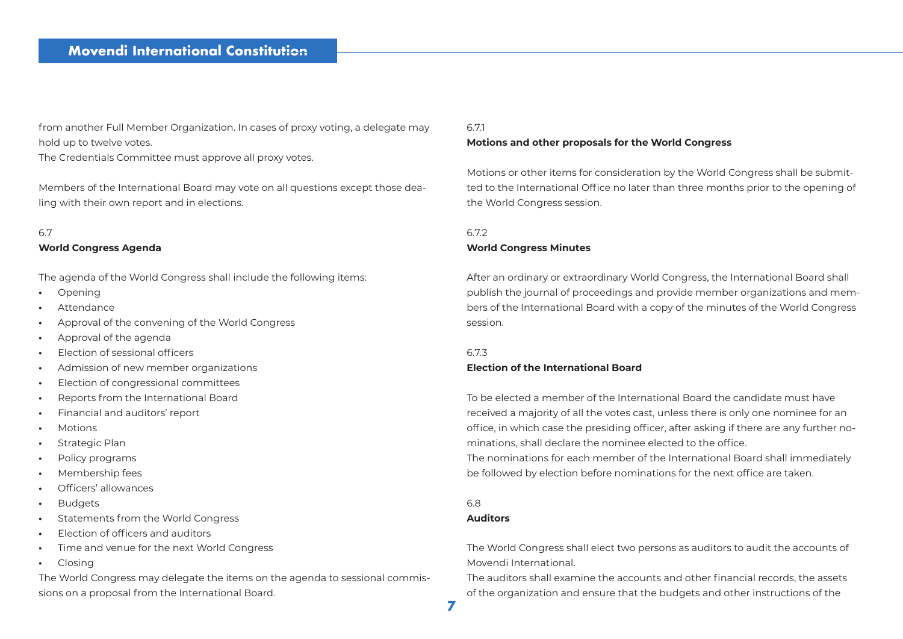from another Full Member Organization. In cases of proxy voting, a delegate may hold up to twelve votes.
The Credentials Committee must approve all proxy votes.

Members of the International Board may vote on all questions except those dealing with their own report and in elections.

6.7
**World Congress Agenda**

The agenda of the World Congress shall include the following items:

- Opening
- Attendance
- Approval of the convening of the World Congress
- Approval of the agenda
- Election of sessional officers
- Admission of new member organizations
- Election of congressional committees
- Reports from the International Board
- Financial and auditors' report
- Motions
- Strategic Plan
- Policy programs
- Membership fees
- Officers' allowances
- Budgets
- Statements from the World Congress
- Election of officers and auditors
- Time and venue for the next World Congress
- Closing

The World Congress may delegate the items on the agenda to sessional commissions on a proposal from the International Board.

6.7.1
**Motions and other proposals for the World Congress**

Motions or other items for consideration by the World Congress shall be submitted to the International Office no later than three months prior to the opening of the World Congress session.

6.7.2
**World Congress Minutes**

After an ordinary or extraordinary World Congress, the International Board shall publish the journal of proceedings and provide member organizations and members of the International Board with a copy of the minutes of the World Congress session.

6.7.3
**Election of the International Board**

To be elected a member of the International Board the candidate must have received a majority of all the votes cast, unless there is only one nominee for an office, in which case the presiding officer, after asking if there are any further nominations, shall declare the nominee elected to the office.
The nominations for each member of the International Board shall immediately be followed by election before nominations for the next office are taken.

6.8
**Auditors**

The World Congress shall elect two persons as auditors to audit the accounts of Movendi International.
The auditors shall examine the accounts and other financial records, the assets of the organization and ensure that the budgets and other instructions of the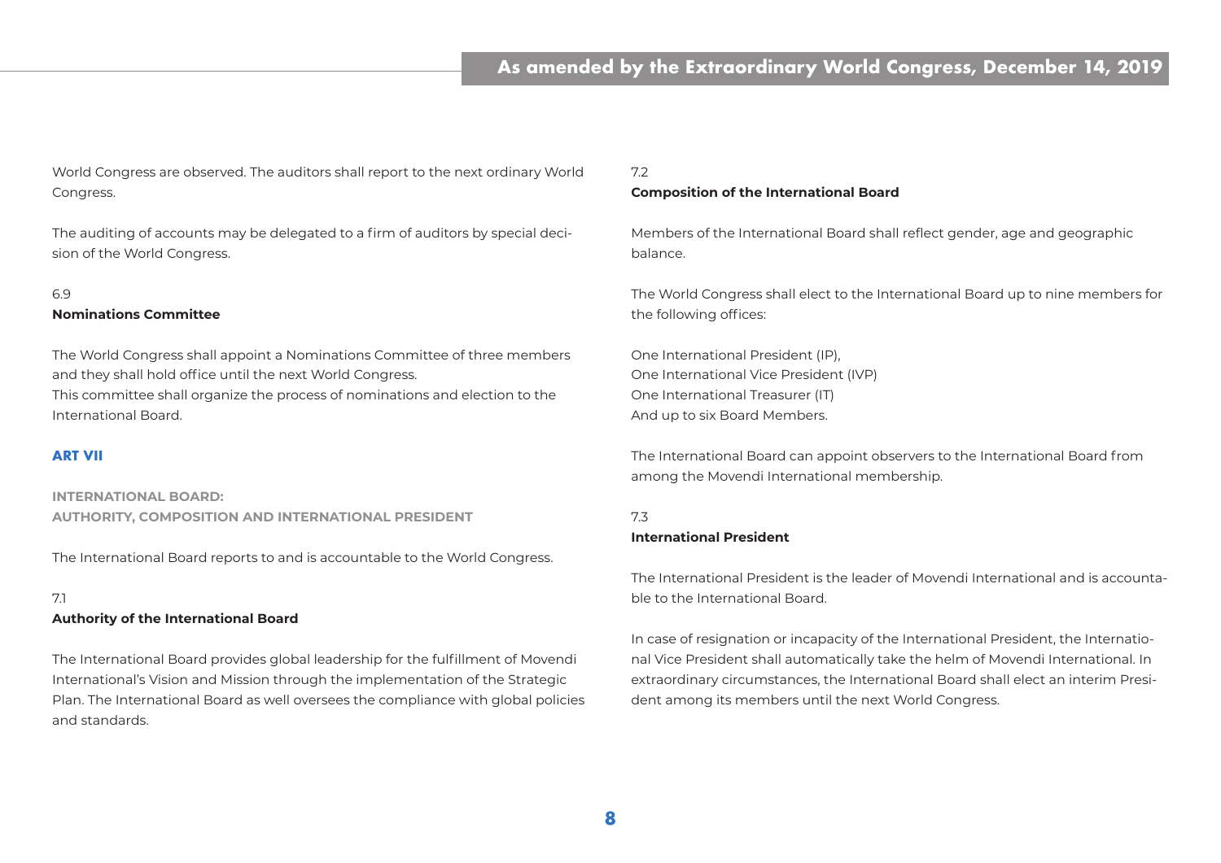World Congress are observed. The auditors shall report to the next ordinary World Congress.

The auditing of accounts may be delegated to a firm of auditors by special decision of the World Congress.

### 6.9 Nominations Committee

The World Congress shall appoint a Nominations Committee of three members and they shall hold office until the next World Congress.
This committee shall organize the process of nominations and election to the International Board.

## ART VII

### INTERNATIONAL BOARD: AUTHORITY, COMPOSITION AND INTERNATIONAL PRESIDENT

The International Board reports to and is accountable to the World Congress.

### 7.1 Authority of the International Board

The International Board provides global leadership for the fulfillment of Movendi International's Vision and Mission through the implementation of the Strategic Plan. The International Board as well oversees the compliance with global policies and standards.

### 7.2 Composition of the International Board

Members of the International Board shall reflect gender, age and geographic balance.

The World Congress shall elect to the International Board up to nine members for the following offices:

One International President (IP),
One International Vice President (IVP)
One International Treasurer (IT)
And up to six Board Members.

The International Board can appoint observers to the International Board from among the Movendi International membership.

### 7.3 International President

The International President is the leader of Movendi International and is accountable to the International Board.

In case of resignation or incapacity of the International President, the International Vice President shall automatically take the helm of Movendi International. In extraordinary circumstances, the International Board shall elect an interim President among its members until the next World Congress.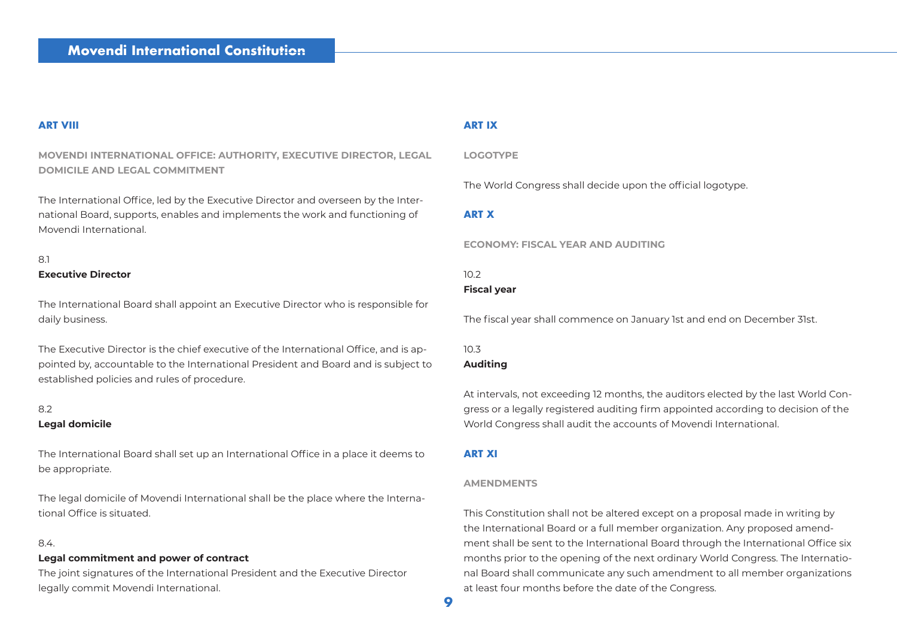## ART VIII

### MOVENDI INTERNATIONAL OFFICE: AUTHORITY, EXECUTIVE DIRECTOR, LEGAL DOMICILE AND LEGAL COMMITMENT

The International Office, led by the Executive Director and overseen by the International Board, supports, enables and implements the work and functioning of Movendi International.

8.1

**Executive Director**

The International Board shall appoint an Executive Director who is responsible for daily business.

The Executive Director is the chief executive of the International Office, and is appointed by, accountable to the International President and Board and is subject to established policies and rules of procedure.

8.2

**Legal domicile**

The International Board shall set up an International Office in a place it deems to be appropriate.

The legal domicile of Movendi International shall be the place where the International Office is situated.

8.4.

**Legal commitment and power of contract**

The joint signatures of the International President and the Executive Director legally commit Movendi International.

## ART IX

### LOGOTYPE

The World Congress shall decide upon the official logotype.

## ART X

### ECONOMY: FISCAL YEAR AND AUDITING

10.2

**Fiscal year**

The fiscal year shall commence on January 1st and end on December 31st.

10.3

**Auditing**

At intervals, not exceeding 12 months, the auditors elected by the last World Congress or a legally registered auditing firm appointed according to decision of the World Congress shall audit the accounts of Movendi International.

## ART XI

### AMENDMENTS

This Constitution shall not be altered except on a proposal made in writing by the International Board or a full member organization. Any proposed amendment shall be sent to the International Board through the International Office six months prior to the opening of the next ordinary World Congress. The International Board shall communicate any such amendment to all member organizations at least four months before the date of the Congress.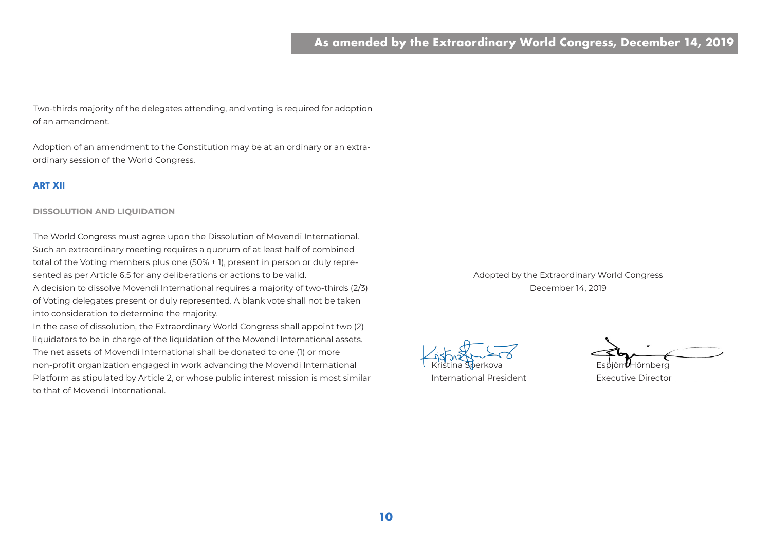Two-thirds majority of the delegates attending, and voting is required for adoption of an amendment.

Adoption of an amendment to the Constitution may be at an ordinary or an extra-ordinary session of the World Congress.

## ART XII

### DISSOLUTION AND LIQUIDATION

The World Congress must agree upon the Dissolution of Movendi International. Such an extraordinary meeting requires a quorum of at least half of combined total of the Voting members plus one (50% + 1), present in person or duly represented as per Article 6.5 for any deliberations or actions to be valid.
A decision to dissolve Movendi International requires a majority of two-thirds (2/3) of Voting delegates present or duly represented. A blank vote shall not be taken into consideration to determine the majority.
In the case of dissolution, the Extraordinary World Congress shall appoint two (2) liquidators to be in charge of the liquidation of the Movendi International assets. The net assets of Movendi International shall be donated to one (1) or more non-profit organization engaged in work advancing the Movendi International Platform as stipulated by Article 2, or whose public interest mission is most similar to that of Movendi International.

Adopted by the Extraordinary World Congress
December 14, 2019

Kristina Sperkova
International President

Esbjörn Hörnberg
Executive Director